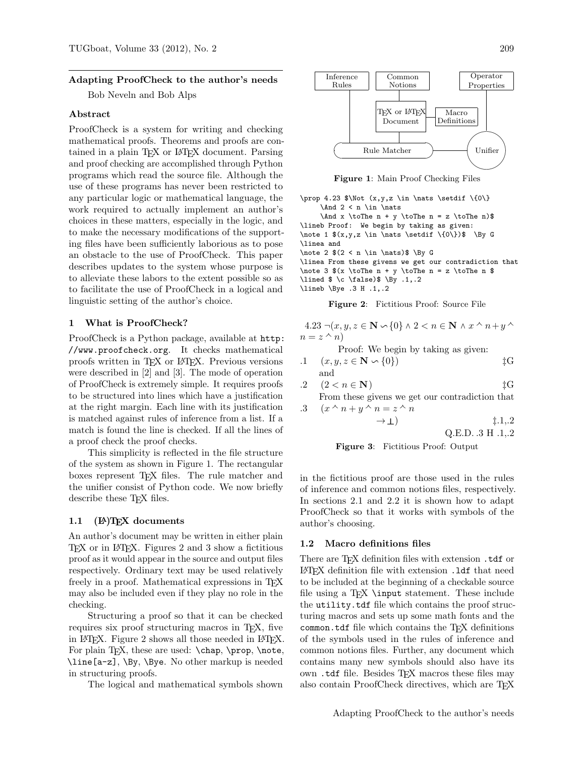## Adapting ProofCheck to the author's needs

Bob Neveln and Bob Alps

### Abstract

ProofCheck is a system for writing and checking mathematical proofs. Theorems and proofs are contained in a plain TeX or LaTeX document. Parsing and proof checking are accomplished through Python programs which read the source file. Although the use of these programs has never been restricted to any particular logic or mathematical language, the work required to actually implement an author's choices in these matters, especially in the logic, and to make the necessary modifications of the supporting files have been sufficiently laborious as to pose an obstacle to the use of ProofCheck. This paper describes updates to the system whose purpose is to alleviate these labors to the extent possible so as to facilitate the use of ProofCheck in a logical and linguistic setting of the author's choice.

### 1 What is ProofCheck?

ProofCheck is a Python package, available at http://www.proofcheck.org. It checks mathematical proofs written in TeX or LaTeX. Previous versions were described in [2] and [3]. The mode of operation of ProofCheck is extremely simple. It requires proofs to be structured into lines which have a justification at the right margin. Each line with its justification is matched against rules of inference from a list. If a match is found the line is checked. If all the lines of a proof check the proof checks.

This simplicity is reflected in the file structure of the system as shown in Figure 1. The rectangular boxes represent TeX files. The rule matcher and the unifier consist of Python code. We now briefly describe these TeX files.

#### 1.1 (LA)TeX documents

An author's document may be written in either plain TeX or in LaTeX. Figures 2 and 3 show a fictitious proof as it would appear in the source and output files respectively. Ordinary text may be used relatively freely in a proof. Mathematical expressions in TeX may also be included even if they play no role in the checking.

Structuring a proof so that it can be checked requires six proof structuring macros in TeX, five in LaTeX. Figure 2 shows all those needed in LaTeX. For plain TeX, these are used: \chap, \prop, \note, \line[a-z], \By, \Bye. No other markup is needed in structuring proofs.

The logical and mathematical symbols shown in the fictitious proof are those used in the rules of inference and common notions files, respectively. In sections 2.1 and 2.2 it is shown how to adapt ProofCheck so that it works with symbols of the author's choosing.

| Inference Rules | Common Notions | | Operator Properties |
|---|---|---|---|
| | TeX or LaTeX Document | Macro Definitions | |
| Rule Matcher | | | Unifier |

**Figure 1**: Main Proof Checking Files

```
\prop 4.23 $\Not (x,y,z \in \nats \setdif \{0\}
     \And 2 < n \in \nats
     \And x \toThe n + y \toThe n = z \toThe n)$
\lineb Proof:  We begin by taking as given:
\note 1 $(x,y,z \in \nats \setdif \{0\})$  \By G
\linea and
\note 2 $(2 < n \in \nats)$ \By G
\linea From these givens we get our contradiction that
\note 3 $(x \toThe n + y \toThe n = z \toThe n $
\lined $ \c \false)$ \By .1,.2
\lineb \Bye .3 H .1,.2
```

**Figure 2**: Fictitious Proof: Source File

4.23 $\neg(x, y, z \in \mathbf{N} \backsim \{0\} \wedge 2 < n \in \mathbf{N} \wedge x \,\hat{}\, n + y \,\hat{}\, n = z \,\hat{}\, n)$

Proof: We begin by taking as given:

.1 $\quad (x, y, z \in \mathbf{N} \backsim \{0\})$ ‡G

and

.2 $\quad (2 < n \in \mathbf{N})$ ‡G

From these givens we get our contradiction that

.3 $\quad (x \,\hat{}\, n + y \,\hat{}\, n = z \,\hat{}\, n$
$\qquad \rightarrow \bot)$ ‡.1,.2

Q.E.D. .3 H .1,.2

**Figure 3**: Fictitious Proof: Output

#### 1.2 Macro definitions files

There are TeX definition files with extension .tdf or LaTeX definition file with extension .ldf that need to be included at the beginning of a checkable source file using a TeX \input statement. These include the utility.tdf file which contains the proof structuring macros and sets up some math fonts and the common.tdf file which contains the TeX definitions of the symbols used in the rules of inference and common notions files. Further, any document which contains many new symbols should also have its own .tdf file. Besides TeX macros these files may also contain ProofCheck directives, which are TeX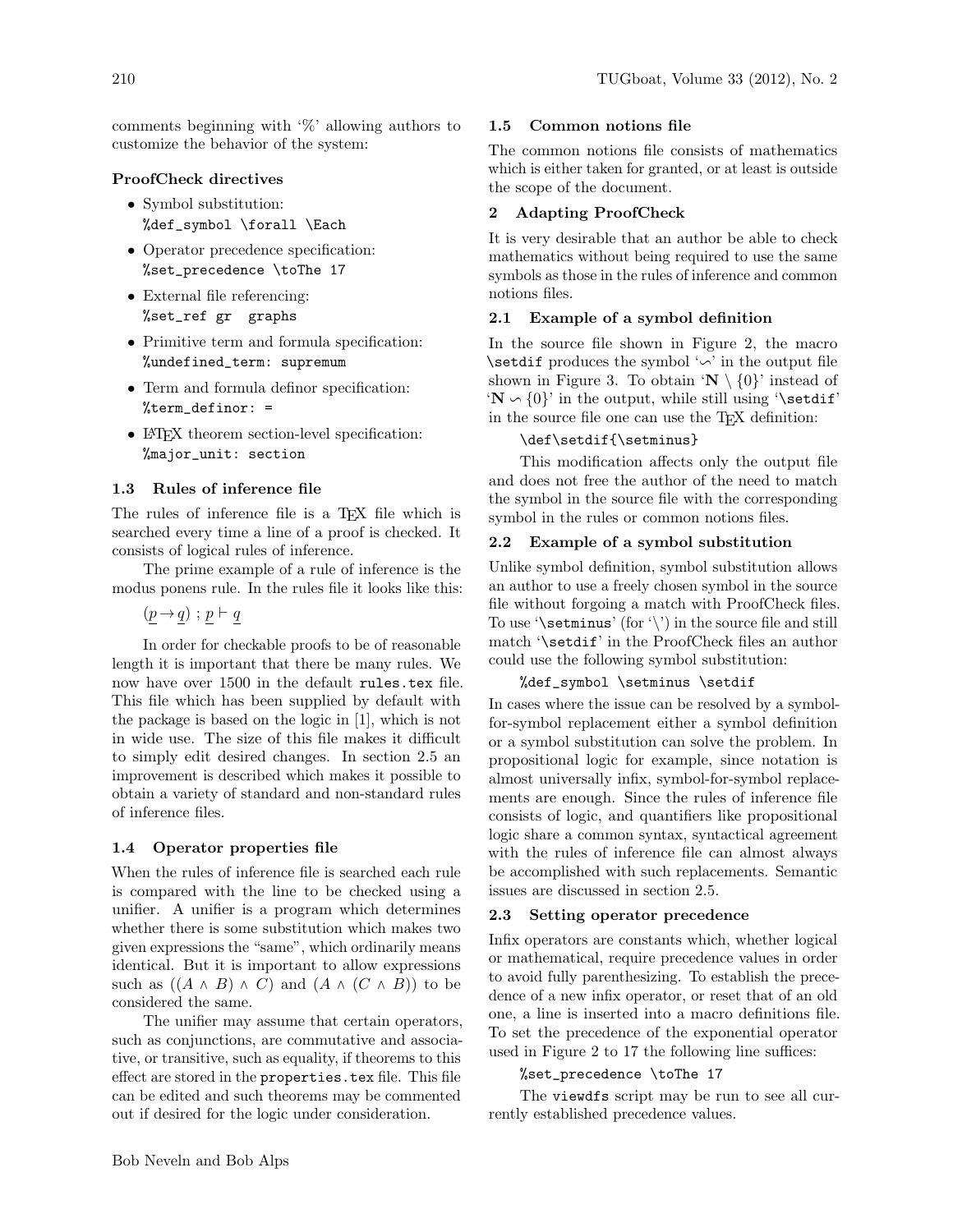comments beginning with '%' allowing authors to customize the behavior of the system:

**ProofCheck directives**

- Symbol substitution:
  `%def_symbol \forall \Each`
- Operator precedence specification:
  `%set_precedence \toThe 17`
- External file referencing:
  `%set_ref gr  graphs`
- Primitive term and formula specification:
  `%undefined_term: supremum`
- Term and formula definor specification:
  `%term_definor: =`
- LaTeX theorem section-level specification:
  `%major_unit: section`

### 1.3 Rules of inference file

The rules of inference file is a TeX file which is searched every time a line of a proof is checked. It consists of logical rules of inference.

The prime example of a rule of inference is the modus ponens rule. In the rules file it looks like this:

$(\underline{p} \rightarrow \underline{q})\ ;\ \underline{p} \vdash \underline{q}$

In order for checkable proofs to be of reasonable length it is important that there be many rules. We now have over 1500 in the default `rules.tex` file. This file which has been supplied by default with the package is based on the logic in [1], which is not in wide use. The size of this file makes it difficult to simply edit desired changes. In section 2.5 an improvement is described which makes it possible to obtain a variety of standard and non-standard rules of inference files.

### 1.4 Operator properties file

When the rules of inference file is searched each rule is compared with the line to be checked using a unifier. A unifier is a program which determines whether there is some substitution which makes two given expressions the "same", which ordinarily means identical. But it is important to allow expressions such as $((A \wedge B) \wedge C)$ and $(A \wedge (C \wedge B))$ to be considered the same.

The unifier may assume that certain operators, such as conjunctions, are commutative and associative, or transitive, such as equality, if theorems to this effect are stored in the `properties.tex` file. This file can be edited and such theorems may be commented out if desired for the logic under consideration.

### 1.5 Common notions file

The common notions file consists of mathematics which is either taken for granted, or at least is outside the scope of the document.

## 2 Adapting ProofCheck

It is very desirable that an author be able to check mathematics without being required to use the same symbols as those in the rules of inference and common notions files.

### 2.1 Example of a symbol definition

In the source file shown in Figure 2, the macro `\setdif` produces the symbol '$\backsim$' in the output file shown in Figure 3. To obtain '$\mathbf{N} \setminus \{0\}$' instead of '$\mathbf{N} \backsim \{0\}$' in the output, while still using '`\setdif`' in the source file one can use the TeX definition:

```
\def\setdif{\setminus}
```

This modification affects only the output file and does not free the author of the need to match the symbol in the source file with the corresponding symbol in the rules or common notions files.

### 2.2 Example of a symbol substitution

Unlike symbol definition, symbol substitution allows an author to use a freely chosen symbol in the source file without forgoing a match with ProofCheck files. To use '`\setminus`' (for '$\setminus$') in the source file and still match '`\setdif`' in the ProofCheck files an author could use the following symbol substitution:

```
%def_symbol \setminus \setdif
```

In cases where the issue can be resolved by a symbol-for-symbol replacement either a symbol definition or a symbol substitution can solve the problem. In propositional logic for example, since notation is almost universally infix, symbol-for-symbol replacements are enough. Since the rules of inference file consists of logic, and quantifiers like propositional logic share a common syntax, syntactical agreement with the rules of inference file can almost always be accomplished with such replacements. Semantic issues are discussed in section 2.5.

### 2.3 Setting operator precedence

Infix operators are constants which, whether logical or mathematical, require precedence values in order to avoid fully parenthesizing. To establish the precedence of a new infix operator, or reset that of an old one, a line is inserted into a macro definitions file. To set the precedence of the exponential operator used in Figure 2 to 17 the following line suffices:

```
%set_precedence \toThe 17
```

The `viewdfs` script may be run to see all currently established precedence values.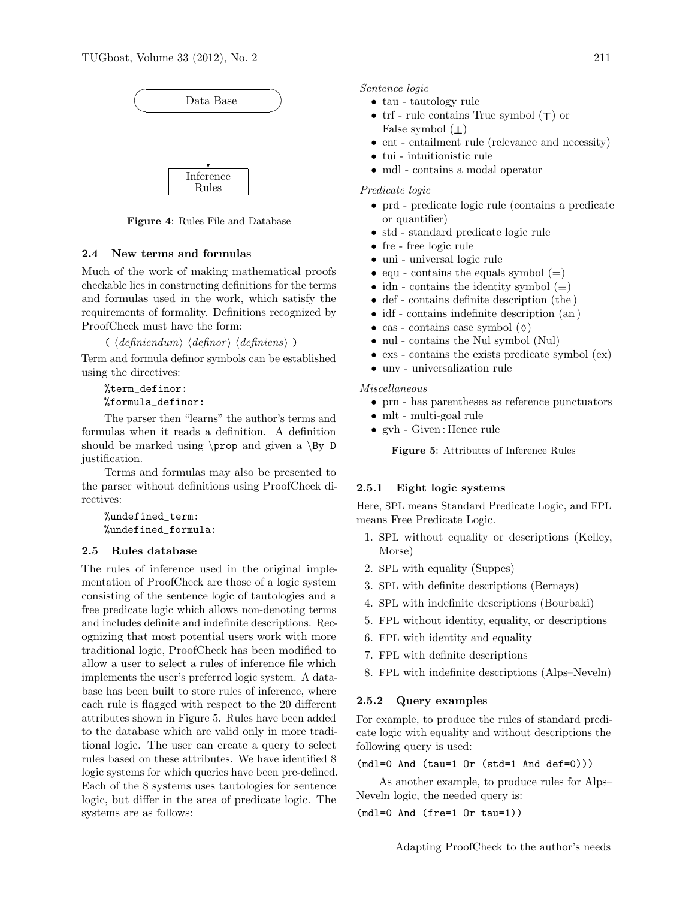Data Base

Inference Rules

**Figure 4**: Rules File and Database

### 2.4 New terms and formulas

Much of the work of making mathematical proofs checkable lies in constructing definitions for the terms and formulas used in the work, which satisfy the requirements of formality. Definitions recognized by ProofCheck must have the form:

( ⟨*definiendum*⟩ ⟨*definor*⟩ ⟨*definiens*⟩ )

Term and formula definor symbols can be established using the directives:

```
%term_definor:
%formula_definor:
```

The parser then "learns" the author's terms and formulas when it reads a definition. A definition should be marked using `\prop` and given a `\By D` justification.

Terms and formulas may also be presented to the parser without definitions using ProofCheck directives:

```
%undefined_term:
%undefined_formula:
```

### 2.5 Rules database

The rules of inference used in the original implementation of ProofCheck are those of a logic system consisting of the sentence logic of tautologies and a free predicate logic which allows non-denoting terms and includes definite and indefinite descriptions. Recognizing that most potential users work with more traditional logic, ProofCheck has been modified to allow a user to select a rules of inference file which implements the user's preferred logic system. A database has been built to store rules of inference, where each rule is flagged with respect to the 20 different attributes shown in Figure 5. Rules have been added to the database which are valid only in more traditional logic. The user can create a query to select rules based on these attributes. We have identified 8 logic systems for which queries have been pre-defined. Each of the 8 systems uses tautologies for sentence logic, but differ in the area of predicate logic. The systems are as follows:

*Sentence logic*

- tau - tautology rule
- trf - rule contains True symbol (⊤) or False symbol (⊥)
- ent - entailment rule (relevance and necessity)
- tui - intuitionistic rule
- mdl - contains a modal operator

*Predicate logic*

- prd - predicate logic rule (contains a predicate or quantifier)
- std - standard predicate logic rule
- fre - free logic rule
- uni - universal logic rule
- equ - contains the equals symbol (=)
- idn - contains the identity symbol (≡)
- def - contains definite description (the)
- idf - contains indefinite description (an)
- cas - contains case symbol (◊)
- nul - contains the Nul symbol (Nul)
- exs - contains the exists predicate symbol (ex)
- unv - universalization rule

*Miscellaneous*

- prn - has parentheses as reference punctuators
- mlt - multi-goal rule
- gvh - Given : Hence rule

**Figure 5**: Attributes of Inference Rules

#### 2.5.1 Eight logic systems

Here, SPL means Standard Predicate Logic, and FPL means Free Predicate Logic.

1. SPL without equality or descriptions (Kelley, Morse)
2. SPL with equality (Suppes)
3. SPL with definite descriptions (Bernays)
4. SPL with indefinite descriptions (Bourbaki)
5. FPL without identity, equality, or descriptions
6. FPL with identity and equality
7. FPL with definite descriptions
8. FPL with indefinite descriptions (Alps–Neveln)

#### 2.5.2 Query examples

For example, to produce the rules of standard predicate logic with equality and without descriptions the following query is used:

```
(mdl=0 And (tau=1 Or (std=1 And def=0)))
```

As another example, to produce rules for Alps–Neveln logic, the needed query is:

```
(mdl=0 And (fre=1 Or tau=1))
```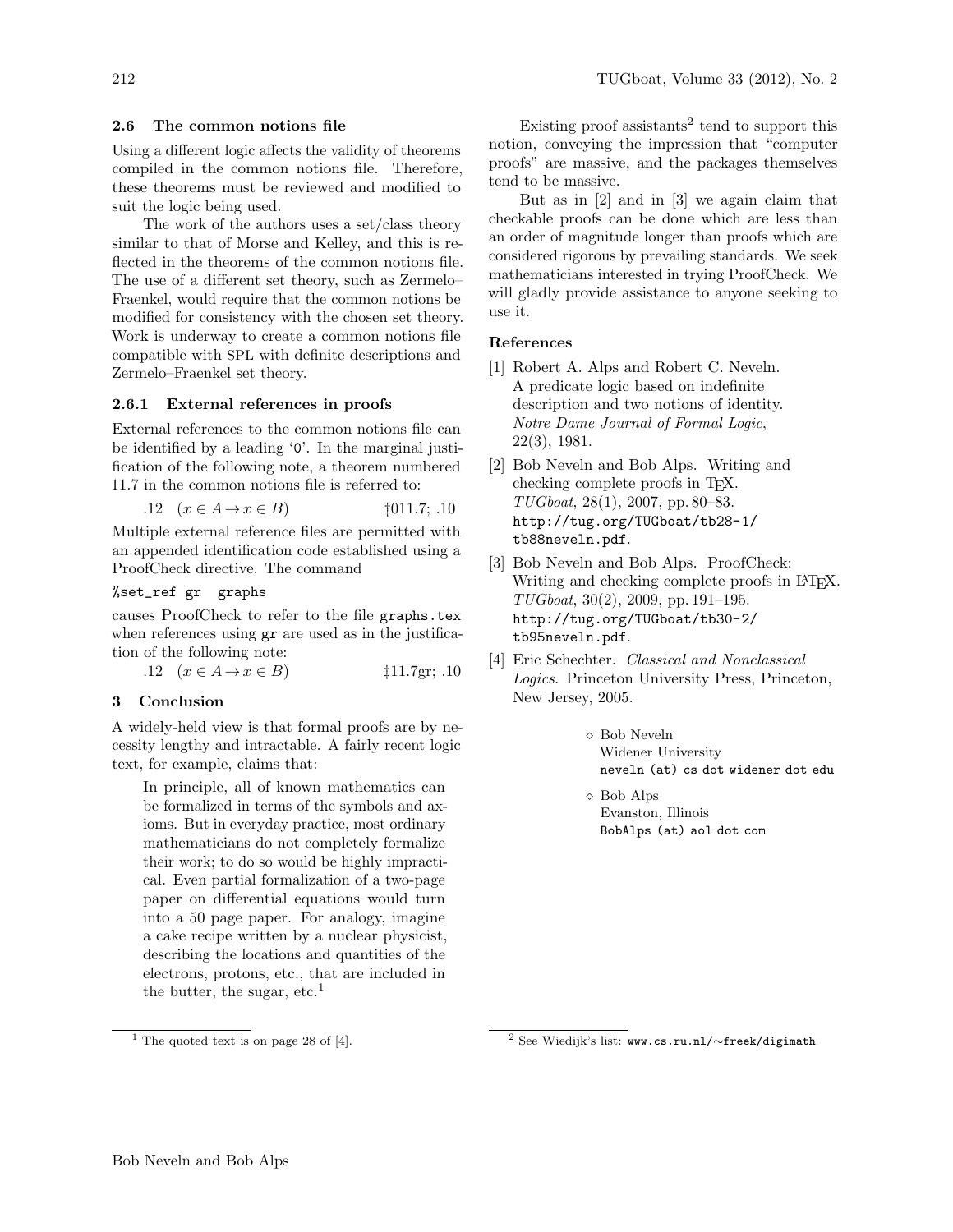### 2.6 The common notions file

Using a different logic affects the validity of theorems compiled in the common notions file. Therefore, these theorems must be reviewed and modified to suit the logic being used.

The work of the authors uses a set/class theory similar to that of Morse and Kelley, and this is reflected in the theorems of the common notions file. The use of a different set theory, such as Zermelo–Fraenkel, would require that the common notions be modified for consistency with the chosen set theory. Work is underway to create a common notions file compatible with SPL with definite descriptions and Zermelo–Fraenkel set theory.

#### 2.6.1 External references in proofs

External references to the common notions file can be identified by a leading '0'. In the marginal justification of the following note, a theorem numbered 11.7 in the common notions file is referred to:

.12 $(x \in A \rightarrow x \in B)$ ‡011.7; .10

Multiple external reference files are permitted with an appended identification code established using a ProofCheck directive. The command

```
%set_ref gr  graphs
```

causes ProofCheck to refer to the file `graphs.tex` when references using `gr` are used as in the justification of the following note:

.12 $(x \in A \rightarrow x \in B)$ ‡11.7gr; .10

## 3 Conclusion

A widely-held view is that formal proofs are by necessity lengthy and intractable. A fairly recent logic text, for example, claims that:

> In principle, all of known mathematics can be formalized in terms of the symbols and axioms. But in everyday practice, most ordinary mathematicians do not completely formalize their work; to do so would be highly impractical. Even partial formalization of a two-page paper on differential equations would turn into a 50 page paper. For analogy, imagine a cake recipe written by a nuclear physicist, describing the locations and quantities of the electrons, protons, etc., that are included in the butter, the sugar, etc.[1]

Existing proof assistants[2] tend to support this notion, conveying the impression that "computer proofs" are massive, and the packages themselves tend to be massive.

But as in [2] and in [3] we again claim that checkable proofs can be done which are less than an order of magnitude longer than proofs which are considered rigorous by prevailing standards. We seek mathematicians interested in trying ProofCheck. We will gladly provide assistance to anyone seeking to use it.

### References

[1] Robert A. Alps and Robert C. Neveln. A predicate logic based on indefinite description and two notions of identity. *Notre Dame Journal of Formal Logic*, 22(3), 1981.

[2] Bob Neveln and Bob Alps. Writing and checking complete proofs in TEX. *TUGboat*, 28(1), 2007, pp. 80–83. `http://tug.org/TUGboat/tb28-1/tb88neveln.pdf`.

[3] Bob Neveln and Bob Alps. ProofCheck: Writing and checking complete proofs in LATEX. *TUGboat*, 30(2), 2009, pp. 191–195. `http://tug.org/TUGboat/tb30-2/tb95neveln.pdf`.

[4] Eric Schechter. *Classical and Nonclassical Logics*. Princeton University Press, Princeton, New Jersey, 2005.

◇ Bob Neveln
Widener University
`neveln (at) cs dot widener dot edu`

◇ Bob Alps
Evanston, Illinois
`BobAlps (at) aol dot com`

[1] The quoted text is on page 28 of [4].

[2] See Wiedijk's list: `www.cs.ru.nl/~freek/digimath`